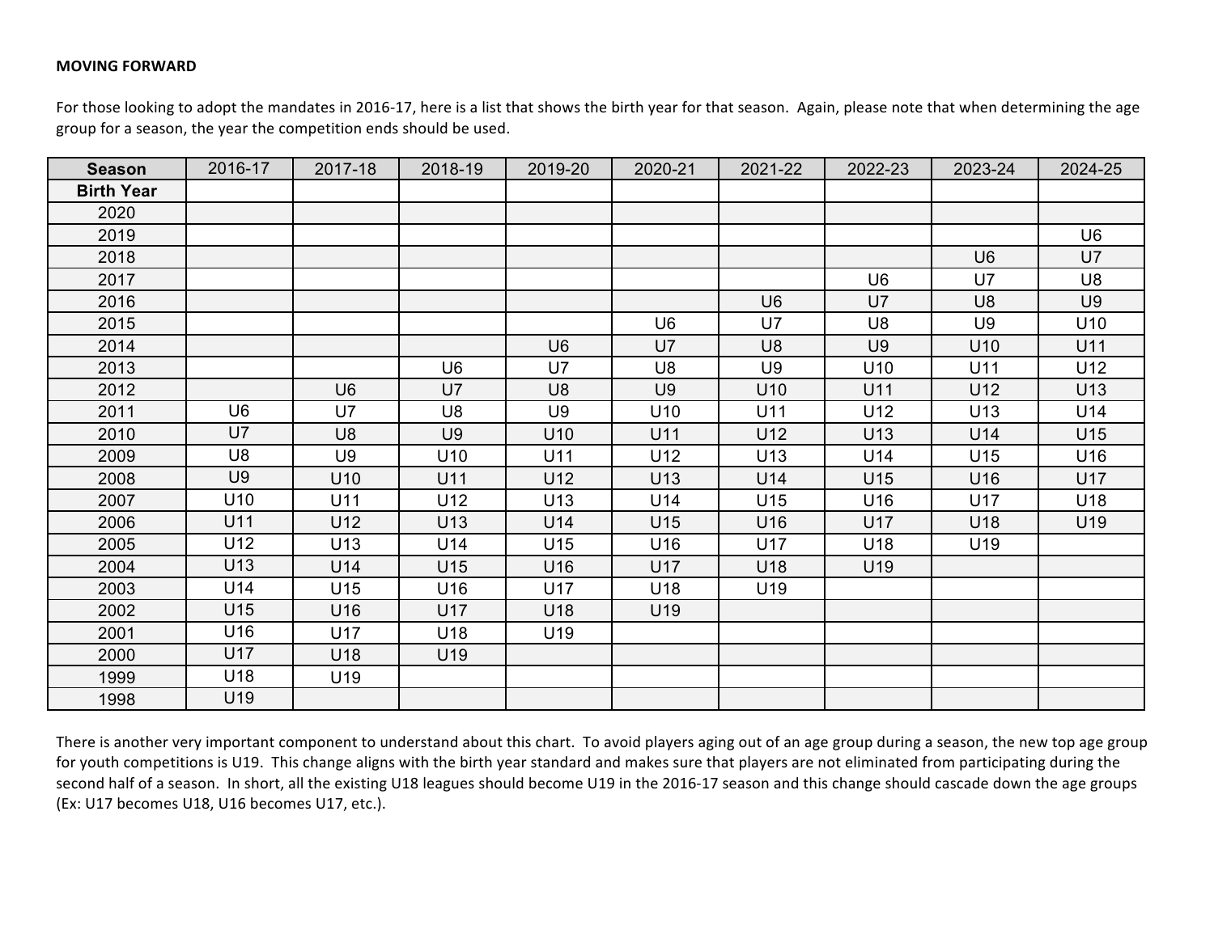**MOVING FORWARD**

For those looking to adopt the mandates in 2016-17, here is a list that shows the birth year for that season. Again, please note that when determining the age group for a season, the year the competition ends should be used.

| Season | 2016-17 | 2017-18 | 2018-19 | 2019-20 | 2020-21 | 2021-22 | 2022-23 | 2023-24 | 2024-25 |
|---|---|---|---|---|---|---|---|---|---|
| **Birth Year** | | | | | | | | | |
| 2020 | | | | | | | | | |
| 2019 | | | | | | | | | U6 |
| 2018 | | | | | | | | U6 | U7 |
| 2017 | | | | | | | U6 | U7 | U8 |
| 2016 | | | | | | U6 | U7 | U8 | U9 |
| 2015 | | | | | U6 | U7 | U8 | U9 | U10 |
| 2014 | | | | U6 | U7 | U8 | U9 | U10 | U11 |
| 2013 | | | U6 | U7 | U8 | U9 | U10 | U11 | U12 |
| 2012 | | U6 | U7 | U8 | U9 | U10 | U11 | U12 | U13 |
| 2011 | U6 | U7 | U8 | U9 | U10 | U11 | U12 | U13 | U14 |
| 2010 | U7 | U8 | U9 | U10 | U11 | U12 | U13 | U14 | U15 |
| 2009 | U8 | U9 | U10 | U11 | U12 | U13 | U14 | U15 | U16 |
| 2008 | U9 | U10 | U11 | U12 | U13 | U14 | U15 | U16 | U17 |
| 2007 | U10 | U11 | U12 | U13 | U14 | U15 | U16 | U17 | U18 |
| 2006 | U11 | U12 | U13 | U14 | U15 | U16 | U17 | U18 | U19 |
| 2005 | U12 | U13 | U14 | U15 | U16 | U17 | U18 | U19 | |
| 2004 | U13 | U14 | U15 | U16 | U17 | U18 | U19 | | |
| 2003 | U14 | U15 | U16 | U17 | U18 | U19 | | | |
| 2002 | U15 | U16 | U17 | U18 | U19 | | | | |
| 2001 | U16 | U17 | U18 | U19 | | | | | |
| 2000 | U17 | U18 | U19 | | | | | | |
| 1999 | U18 | U19 | | | | | | | |
| 1998 | U19 | | | | | | | | |

There is another very important component to understand about this chart. To avoid players aging out of an age group during a season, the new top age group for youth competitions is U19. This change aligns with the birth year standard and makes sure that players are not eliminated from participating during the second half of a season. In short, all the existing U18 leagues should become U19 in the 2016-17 season and this change should cascade down the age groups (Ex: U17 becomes U18, U16 becomes U17, etc.).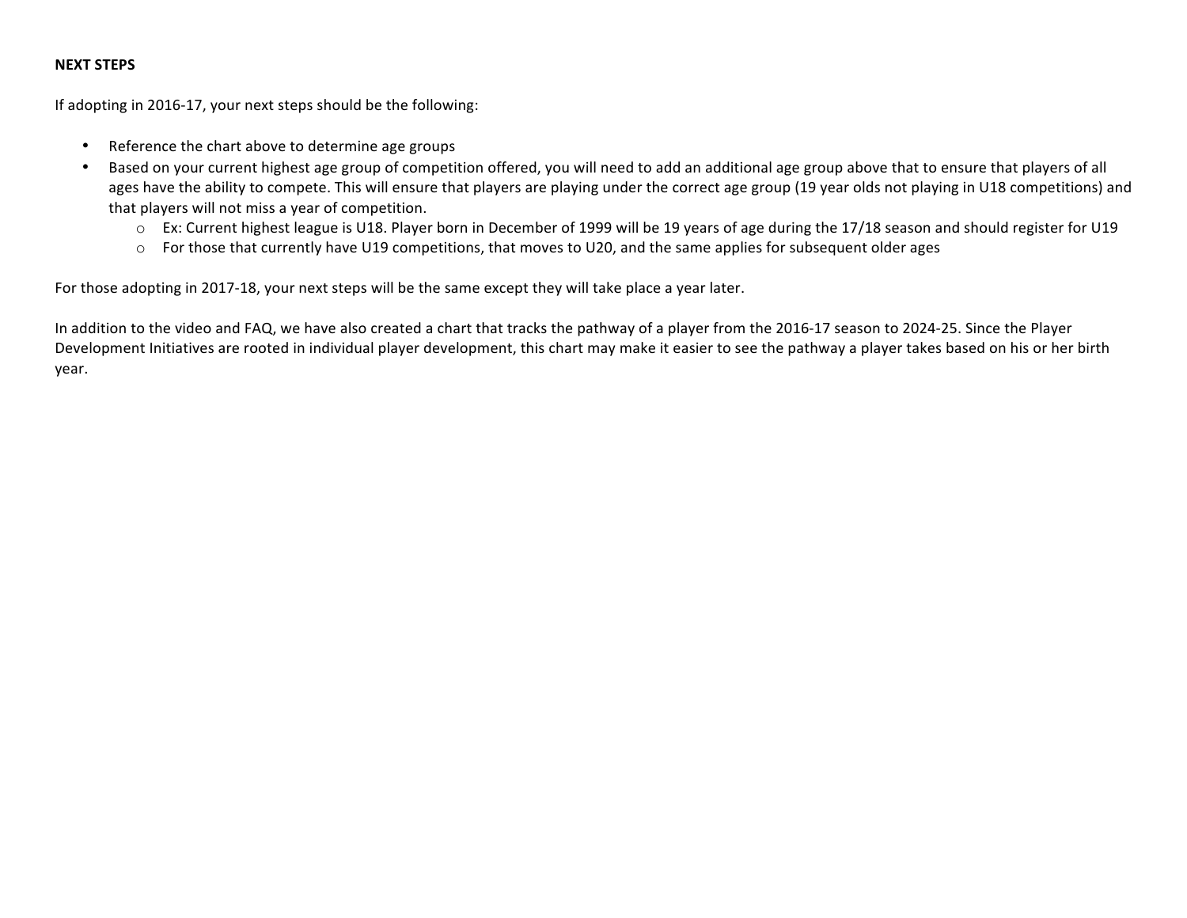**NEXT STEPS**

If adopting in 2016-17, your next steps should be the following:

- Reference the chart above to determine age groups
- Based on your current highest age group of competition offered, you will need to add an additional age group above that to ensure that players of all ages have the ability to compete. This will ensure that players are playing under the correct age group (19 year olds not playing in U18 competitions) and that players will not miss a year of competition.
    - Ex: Current highest league is U18. Player born in December of 1999 will be 19 years of age during the 17/18 season and should register for U19
    - For those that currently have U19 competitions, that moves to U20, and the same applies for subsequent older ages

For those adopting in 2017-18, your next steps will be the same except they will take place a year later.

In addition to the video and FAQ, we have also created a chart that tracks the pathway of a player from the 2016-17 season to 2024-25. Since the Player Development Initiatives are rooted in individual player development, this chart may make it easier to see the pathway a player takes based on his or her birth year.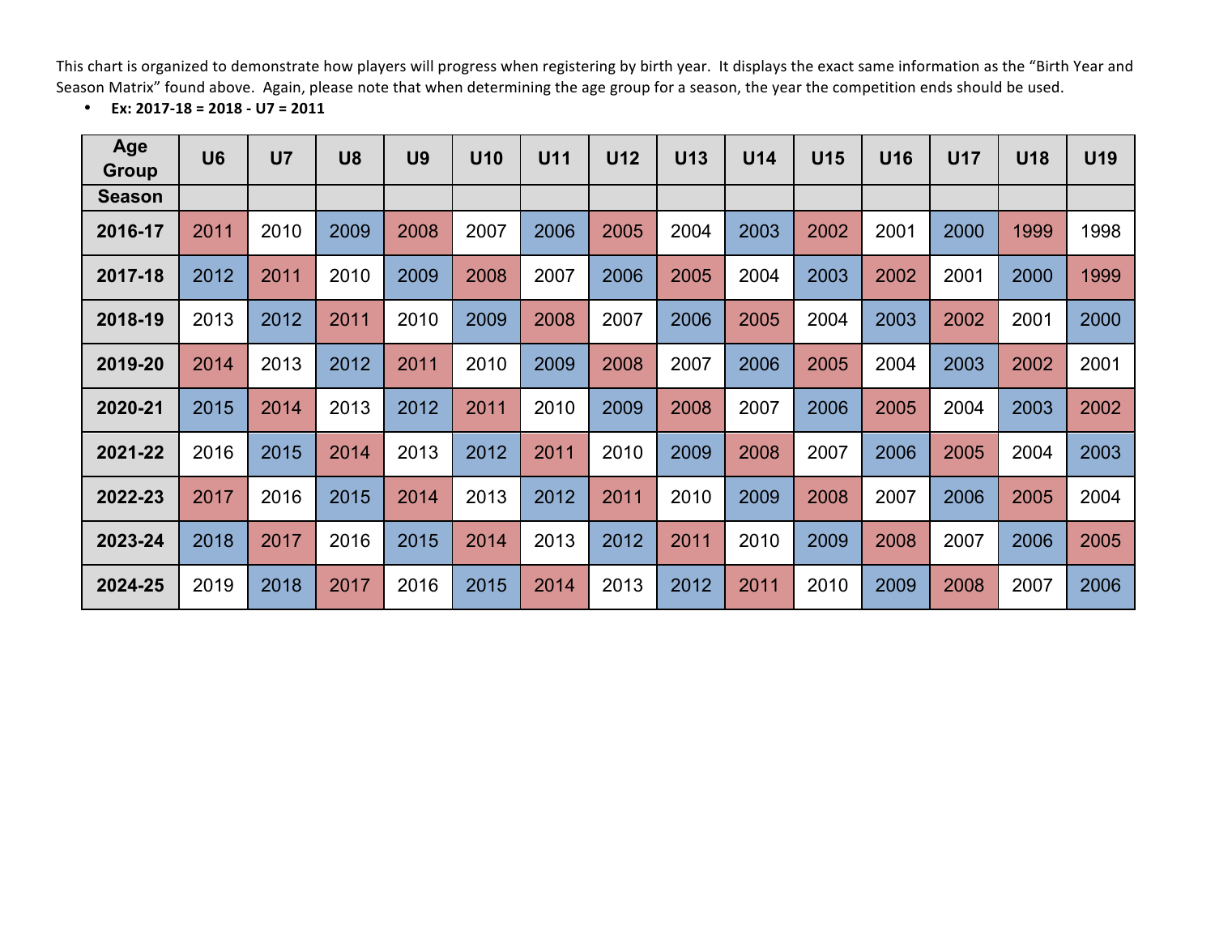This chart is organized to demonstrate how players will progress when registering by birth year. It displays the exact same information as the "Birth Year and Season Matrix" found above. Again, please note that when determining the age group for a season, the year the competition ends should be used.

- **Ex: 2017-18 = 2018 - U7 = 2011**

| Age Group | U6 | U7 | U8 | U9 | U10 | U11 | U12 | U13 | U14 | U15 | U16 | U17 | U18 | U19 |
|---|---|---|---|---|---|---|---|---|---|---|---|---|---|---|
| **Season** | | | | | | | | | | | | | | |
| **2016-17** | 2011 | 2010 | 2009 | 2008 | 2007 | 2006 | 2005 | 2004 | 2003 | 2002 | 2001 | 2000 | 1999 | 1998 |
| **2017-18** | 2012 | 2011 | 2010 | 2009 | 2008 | 2007 | 2006 | 2005 | 2004 | 2003 | 2002 | 2001 | 2000 | 1999 |
| **2018-19** | 2013 | 2012 | 2011 | 2010 | 2009 | 2008 | 2007 | 2006 | 2005 | 2004 | 2003 | 2002 | 2001 | 2000 |
| **2019-20** | 2014 | 2013 | 2012 | 2011 | 2010 | 2009 | 2008 | 2007 | 2006 | 2005 | 2004 | 2003 | 2002 | 2001 |
| **2020-21** | 2015 | 2014 | 2013 | 2012 | 2011 | 2010 | 2009 | 2008 | 2007 | 2006 | 2005 | 2004 | 2003 | 2002 |
| **2021-22** | 2016 | 2015 | 2014 | 2013 | 2012 | 2011 | 2010 | 2009 | 2008 | 2007 | 2006 | 2005 | 2004 | 2003 |
| **2022-23** | 2017 | 2016 | 2015 | 2014 | 2013 | 2012 | 2011 | 2010 | 2009 | 2008 | 2007 | 2006 | 2005 | 2004 |
| **2023-24** | 2018 | 2017 | 2016 | 2015 | 2014 | 2013 | 2012 | 2011 | 2010 | 2009 | 2008 | 2007 | 2006 | 2005 |
| **2024-25** | 2019 | 2018 | 2017 | 2016 | 2015 | 2014 | 2013 | 2012 | 2011 | 2010 | 2009 | 2008 | 2007 | 2006 |